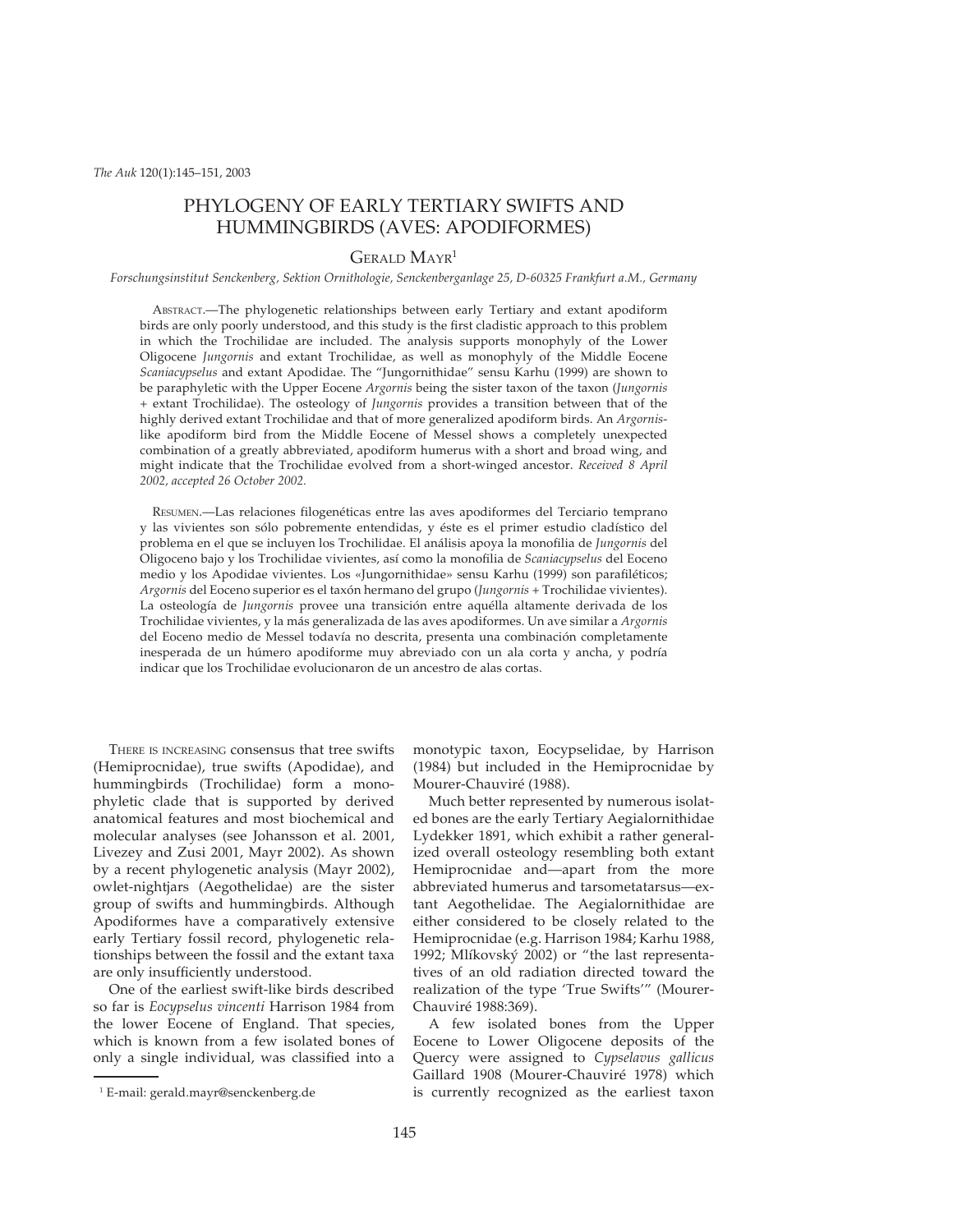# PHYLOGENY OF EARLY TERTIARY SWIFTS AND HUMMINGBIRDS (AVES: APODIFORMES)

GERALD MAYR[1]

*Forschungsinstitut Senckenberg, Sektion Ornithologie, Senckenberganlage 25, D-60325 Frankfurt a.M., Germany*

ABSTRACT.—The phylogenetic relationships between early Tertiary and extant apodiform birds are only poorly understood, and this study is the first cladistic approach to this problem in which the Trochilidae are included. The analysis supports monophyly of the Lower Oligocene *Jungornis* and extant Trochilidae, as well as monophyly of the Middle Eocene *Scaniacypselus* and extant Apodidae. The "Jungornithidae" sensu Karhu (1999) are shown to be paraphyletic with the Upper Eocene *Argornis* being the sister taxon of the taxon (*Jungornis* + extant Trochilidae). The osteology of *Jungornis* provides a transition between that of the highly derived extant Trochilidae and that of more generalized apodiform birds. An *Argornis*-like apodiform bird from the Middle Eocene of Messel shows a completely unexpected combination of a greatly abbreviated, apodiform humerus with a short and broad wing, and might indicate that the Trochilidae evolved from a short-winged ancestor. *Received 8 April 2002, accepted 26 October 2002.*

RESUMEN.—Las relaciones filogenéticas entre las aves apodiformes del Terciario temprano y las vivientes son sólo pobremente entendidas, y éste es el primer estudio cladístico del problema en el que se incluyen los Trochilidae. El análisis apoya la monofilia de *Jungornis* del Oligoceno bajo y los Trochilidae vivientes, así como la monofilia de *Scaniacypselus* del Eoceno medio y los Apodidae vivientes. Los «Jungornithidae» sensu Karhu (1999) son parafiléticos; *Argornis* del Eoceno superior es el taxón hermano del grupo (*Jungornis* + Trochilidae vivientes). La osteología de *Jungornis* provee una transición entre aquélla altamente derivada de los Trochilidae vivientes, y la más generalizada de las aves apodiformes. Un ave similar a *Argornis* del Eoceno medio de Messel todavía no descrita, presenta una combinación completamente inesperada de un húmero apodiforme muy abreviado con un ala corta y ancha, y podría indicar que los Trochilidae evolucionaron de un ancestro de alas cortas.

THERE IS INCREASING consensus that tree swifts (Hemiprocnidae), true swifts (Apodidae), and hummingbirds (Trochilidae) form a monophyletic clade that is supported by derived anatomical features and most biochemical and molecular analyses (see Johansson et al. 2001, Livezey and Zusi 2001, Mayr 2002). As shown by a recent phylogenetic analysis (Mayr 2002), owlet-nightjars (Aegothelidae) are the sister group of swifts and hummingbirds. Although Apodiformes have a comparatively extensive early Tertiary fossil record, phylogenetic relationships between the fossil and the extant taxa are only insufficiently understood.

One of the earliest swift-like birds described so far is *Eocypselus vincenti* Harrison 1984 from the lower Eocene of England. That species, which is known from a few isolated bones of only a single individual, was classified into a monotypic taxon, Eocypselidae, by Harrison (1984) but included in the Hemiprocnidae by Mourer-Chauviré (1988).

Much better represented by numerous isolated bones are the early Tertiary Aegialornithidae Lydekker 1891, which exhibit a rather generalized overall osteology resembling both extant Hemiprocnidae and—apart from the more abbreviated humerus and tarsometatarsus—extant Aegothelidae. The Aegialornithidae are either considered to be closely related to the Hemiprocnidae (e.g. Harrison 1984; Karhu 1988, 1992; Mlíkovský 2002) or "the last representatives of an old radiation directed toward the realization of the type 'True Swifts'" (Mourer-Chauviré 1988:369).

A few isolated bones from the Upper Eocene to Lower Oligocene deposits of the Quercy were assigned to *Cypselavus gallicus* Gaillard 1908 (Mourer-Chauviré 1978) which is currently recognized as the earliest taxon

[1] E-mail: gerald.mayr@senckenberg.de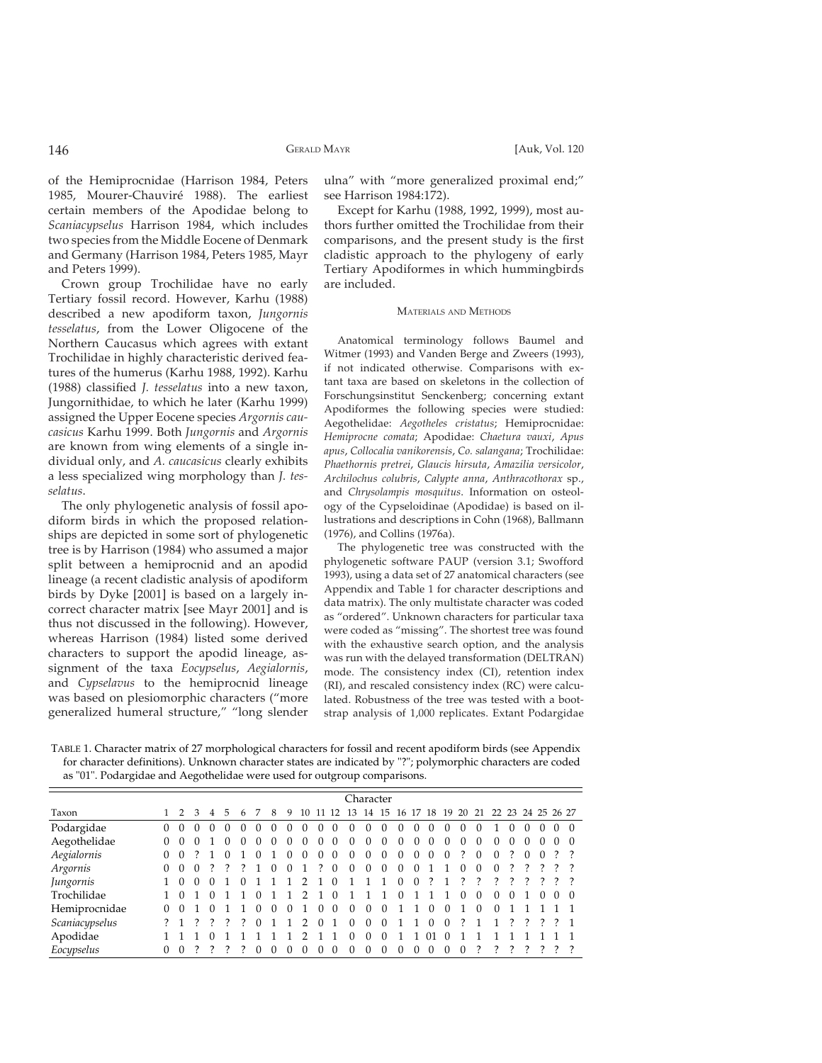of the Hemiprocnidae (Harrison 1984, Peters 1985, Mourer-Chauviré 1988). The earliest certain members of the Apodidae belong to *Scaniacypselus* Harrison 1984, which includes two species from the Middle Eocene of Denmark and Germany (Harrison 1984, Peters 1985, Mayr and Peters 1999).

Crown group Trochilidae have no early Tertiary fossil record. However, Karhu (1988) described a new apodiform taxon, *Jungornis tesselatus*, from the Lower Oligocene of the Northern Caucasus which agrees with extant Trochilidae in highly characteristic derived features of the humerus (Karhu 1988, 1992). Karhu (1988) classified *J. tesselatus* into a new taxon, Jungornithidae, to which he later (Karhu 1999) assigned the Upper Eocene species *Argornis caucasicus* Karhu 1999. Both *Jungornis* and *Argornis* are known from wing elements of a single individual only, and *A. caucasicus* clearly exhibits a less specialized wing morphology than *J. tesselatus*.

The only phylogenetic analysis of fossil apodiform birds in which the proposed relationships are depicted in some sort of phylogenetic tree is by Harrison (1984) who assumed a major split between a hemiprocnid and an apodid lineage (a recent cladistic analysis of apodiform birds by Dyke [2001] is based on a largely incorrect character matrix [see Mayr 2001] and is thus not discussed in the following). However, whereas Harrison (1984) listed some derived characters to support the apodid lineage, assignment of the taxa *Eocypselus*, *Aegialornis*, and *Cypselavus* to the hemiprocnid lineage was based on plesiomorphic characters ("more generalized humeral structure," "long slender ulna" with "more generalized proximal end;" see Harrison 1984:172).

Except for Karhu (1988, 1992, 1999), most authors further omitted the Trochilidae from their comparisons, and the present study is the first cladistic approach to the phylogeny of early Tertiary Apodiformes in which hummingbirds are included.

## Materials and Methods

Anatomical terminology follows Baumel and Witmer (1993) and Vanden Berge and Zweers (1993), if not indicated otherwise. Comparisons with extant taxa are based on skeletons in the collection of Forschungsinstitut Senckenberg; concerning extant Apodiformes the following species were studied: Aegothelidae: *Aegotheles cristatus*; Hemiprocnidae: *Hemiprocne comata*; Apodidae: *Chaetura vauxi*, *Apus apus*, *Collocalia vanikorensis*, *Co. salangana*; Trochilidae: *Phaethornis pretrei*, *Glaucis hirsuta*, *Amazilia versicolor*, *Archilochus colubris*, *Calypte anna*, *Anthracothorax* sp., and *Chrysolampis mosquitus*. Information on osteology of the Cypseloidinae (Apodidae) is based on illustrations and descriptions in Cohn (1968), Ballmann (1976), and Collins (1976a).

The phylogenetic tree was constructed with the phylogenetic software PAUP (version 3.1; Swofford 1993), using a data set of 27 anatomical characters (see Appendix and Table 1 for character descriptions and data matrix). The only multistate character was coded as "ordered". Unknown characters for particular taxa were coded as "missing". The shortest tree was found with the exhaustive search option, and the analysis was run with the delayed transformation (DELTRAN) mode. The consistency index (CI), retention index (RI), and rescaled consistency index (RC) were calculated. Robustness of the tree was tested with a bootstrap analysis of 1,000 replicates. Extant Podargidae

Table 1. Character matrix of 27 morphological characters for fossil and recent apodiform birds (see Appendix for character definitions). Unknown character states are indicated by "?"; polymorphic characters are coded as "01". Podargidae and Aegothelidae were used for outgroup comparisons.

| Taxon | 1 | 2 | 3 | 4 | 5 | 6 | 7 | 8 | 9 | 10 | 11 | 12 | 13 | 14 | 15 | 16 | 17 | 18 | 19 | 20 | 21 | 22 | 23 | 24 | 25 | 26 | 27 |
|---|---|---|---|---|---|---|---|---|---|---|---|---|---|---|---|---|---|---|---|---|---|---|---|---|---|---|---|
| Podargidae | 0 | 0 | 0 | 0 | 0 | 0 | 0 | 0 | 0 | 0 | 0 | 0 | 0 | 0 | 0 | 0 | 0 | 0 | 0 | 0 | 0 | 1 | 0 | 0 | 0 | 0 | 0 |
| Aegothelidae | 0 | 0 | 0 | 1 | 0 | 0 | 0 | 0 | 0 | 0 | 0 | 0 | 0 | 0 | 0 | 0 | 0 | 0 | 0 | 0 | 0 | 0 | 0 | 0 | 0 | 0 | 0 |
| *Aegialornis* | 0 | 0 | ? | 1 | 0 | 1 | 0 | 1 | 0 | 0 | 0 | 0 | 0 | 0 | 0 | 0 | 0 | 0 | 0 | ? | 0 | 0 | ? | 0 | 0 | ? | ? |
| *Argornis* | 0 | 0 | 0 | ? | ? | ? | 1 | 0 | 0 | 1 | ? | 0 | 0 | 0 | 0 | 0 | 0 | 1 | 1 | 0 | 0 | 0 | ? | ? | ? | ? | ? |
| *Jungornis* | 1 | 0 | 0 | 0 | 1 | 0 | 1 | 1 | 1 | 2 | 1 | 0 | 1 | 1 | 1 | 0 | 0 | ? | 1 | ? | ? | ? | ? | ? | ? | ? | ? |
| Trochilidae | 1 | 0 | 1 | 0 | 1 | 1 | 0 | 1 | 1 | 2 | 1 | 0 | 1 | 1 | 1 | 0 | 1 | 1 | 1 | 0 | 0 | 0 | 0 | 1 | 0 | 0 | 0 |
| Hemiprocnidae | 0 | 0 | 1 | 0 | 1 | 1 | 0 | 0 | 0 | 1 | 0 | 0 | 0 | 0 | 0 | 1 | 1 | 0 | 0 | 1 | 0 | 0 | 1 | 1 | 1 | 1 | 1 |
| *Scaniacypselus* | ? | 1 | ? | ? | ? | ? | 0 | 1 | 1 | 2 | 0 | 1 | 0 | 0 | 0 | 1 | 1 | 0 | 0 | ? | 1 | 1 | ? | ? | ? | ? | 1 |
| Apodidae | 1 | 1 | 1 | 0 | 1 | 1 | 1 | 1 | 1 | 2 | 1 | 1 | 0 | 0 | 0 | 1 | 1 | 01 | 0 | 1 | 1 | 1 | 1 | 1 | 1 | 1 | 1 |
| *Eocypselus* | 0 | 0 | ? | ? | ? | ? | 0 | 0 | 0 | 0 | 0 | 0 | 0 | 0 | 0 | 0 | 0 | 0 | 0 | 0 | ? | ? | ? | ? | ? | ? | ? |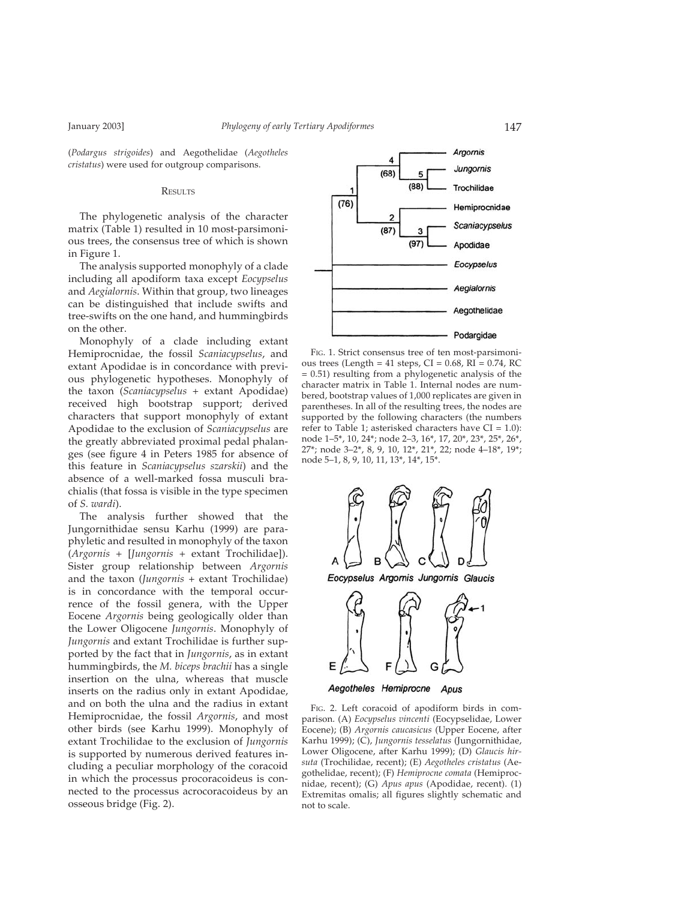(*Podargus strigoides*) and Aegothelidae (*Aegotheles cristatus*) were used for outgroup comparisons.

## Results

The phylogenetic analysis of the character matrix (Table 1) resulted in 10 most-parsimonious trees, the consensus tree of which is shown in Figure 1.

The analysis supported monophyly of a clade including all apodiform taxa except *Eocypselus* and *Aegialornis*. Within that group, two lineages can be distinguished that include swifts and tree-swifts on the one hand, and hummingbirds on the other.

Monophyly of a clade including extant Hemiprocnidae, the fossil *Scaniacypselus*, and extant Apodidae is in concordance with previous phylogenetic hypotheses. Monophyly of the taxon (*Scaniacypselus* + extant Apodidae) received high bootstrap support; derived characters that support monophyly of extant Apodidae to the exclusion of *Scaniacypselus* are the greatly abbreviated proximal pedal phalanges (see figure 4 in Peters 1985 for absence of this feature in *Scaniacypselus szarskii*) and the absence of a well-marked fossa musculi brachialis (that fossa is visible in the type specimen of *S. wardi*).

The analysis further showed that the Jungornithidae sensu Karhu (1999) are paraphyletic and resulted in monophyly of the taxon (*Argornis* + [*Jungornis* + extant Trochilidae]). Sister group relationship between *Argornis* and the taxon (*Jungornis* + extant Trochilidae) is in concordance with the temporal occurrence of the fossil genera, with the Upper Eocene *Argornis* being geologically older than the Lower Oligocene *Jungornis*. Monophyly of *Jungornis* and extant Trochilidae is further supported by the fact that in *Jungornis*, as in extant hummingbirds, the *M. biceps brachii* has a single insertion on the ulna, whereas that muscle inserts on the radius only in extant Apodidae, and on both the ulna and the radius in extant Hemiprocnidae, the fossil *Argornis*, and most other birds (see Karhu 1999). Monophyly of extant Trochilidae to the exclusion of *Jungornis* is supported by numerous derived features including a peculiar morphology of the coracoid in which the processus procoracoideus is connected to the processus acrocoracoideus by an osseous bridge (Fig. 2).

FIG. 1. Strict consensus tree of ten most-parsimonious trees (Length = 41 steps, CI = 0.68, RI = 0.74, RC = 0.51) resulting from a phylogenetic analysis of the character matrix in Table 1. Internal nodes are numbered, bootstrap values of 1,000 replicates are given in parentheses. In all of the resulting trees, the nodes are supported by the following characters (the numbers refer to Table 1; asterisked characters have CI = 1.0): node 1–5*, 10, 24*; node 2–3, 16*, 17, 20*, 23*, 25*, 26*, 27*; node 3–2*, 8, 9, 10, 12*, 21*, 22; node 4–18*, 19*; node 5–1, 8, 9, 10, 11, 13*, 14*, 15*.

FIG. 2. Left coracoid of apodiform birds in comparison. (A) *Eocypselus vincenti* (Eocypselidae, Lower Eocene); (B) *Argornis caucasicus* (Upper Eocene, after Karhu 1999); (C), *Jungornis tesselatus* (Jungornithidae, Lower Oligocene, after Karhu 1999); (D) *Glaucis hirsuta* (Trochilidae, recent); (E) *Aegotheles cristatus* (Aegothelidae, recent); (F) *Hemiprocne comata* (Hemiprocnidae, recent); (G) *Apus apus* (Apodidae, recent). (1) Extremitas omalis; all figures slightly schematic and not to scale.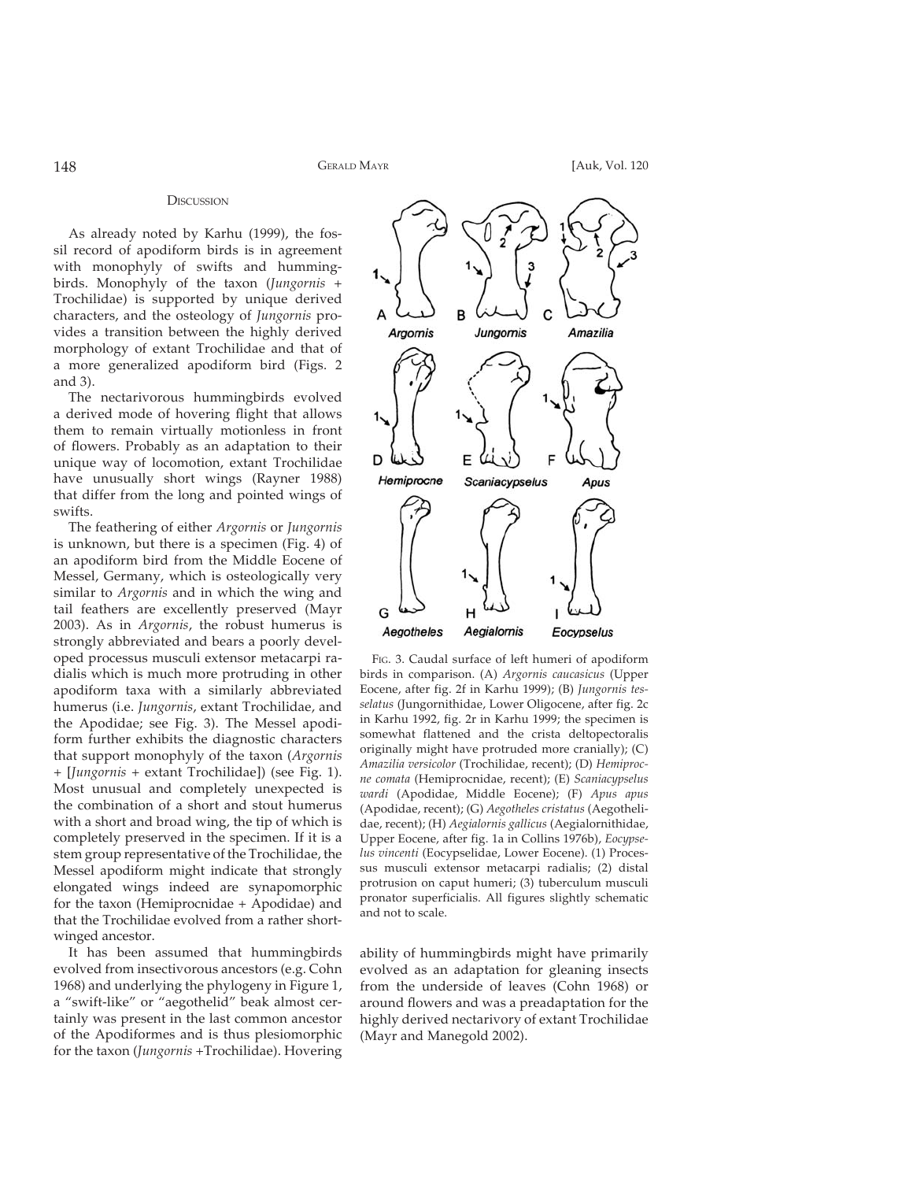## Discussion

As already noted by Karhu (1999), the fossil record of apodiform birds is in agreement with monophyly of swifts and hummingbirds. Monophyly of the taxon (*Jungornis* + Trochilidae) is supported by unique derived characters, and the osteology of *Jungornis* provides a transition between the highly derived morphology of extant Trochilidae and that of a more generalized apodiform bird (Figs. 2 and 3).

The nectarivorous hummingbirds evolved a derived mode of hovering flight that allows them to remain virtually motionless in front of flowers. Probably as an adaptation to their unique way of locomotion, extant Trochilidae have unusually short wings (Rayner 1988) that differ from the long and pointed wings of swifts.

The feathering of either *Argornis* or *Jungornis* is unknown, but there is a specimen (Fig. 4) of an apodiform bird from the Middle Eocene of Messel, Germany, which is osteologically very similar to *Argornis* and in which the wing and tail feathers are excellently preserved (Mayr 2003). As in *Argornis*, the robust humerus is strongly abbreviated and bears a poorly developed processus musculi extensor metacarpi radialis which is much more protruding in other apodiform taxa with a similarly abbreviated humerus (i.e. *Jungornis*, extant Trochilidae, and the Apodidae; see Fig. 3). The Messel apodiform further exhibits the diagnostic characters that support monophyly of the taxon (*Argornis* + [*Jungornis* + extant Trochilidae]) (see Fig. 1). Most unusual and completely unexpected is the combination of a short and stout humerus with a short and broad wing, the tip of which is completely preserved in the specimen. If it is a stem group representative of the Trochilidae, the Messel apodiform might indicate that strongly elongated wings indeed are synapomorphic for the taxon (Hemiprocnidae + Apodidae) and that the Trochilidae evolved from a rather short-winged ancestor.

It has been assumed that hummingbirds evolved from insectivorous ancestors (e.g. Cohn 1968) and underlying the phylogeny in Figure 1, a "swift-like" or "aegothelid" beak almost certainly was present in the last common ancestor of the Apodiformes and is thus plesiomorphic for the taxon (*Jungornis* +Trochilidae). Hovering ability of hummingbirds might have primarily evolved as an adaptation for gleaning insects from the underside of leaves (Cohn 1968) or around flowers and was a preadaptation for the highly derived nectarivory of extant Trochilidae (Mayr and Manegold 2002).

Fig. 3. Caudal surface of left humeri of apodiform birds in comparison. (A) *Argornis caucasicus* (Upper Eocene, after fig. 2f in Karhu 1999); (B) *Jungornis tesselatus* (Jungornithidae, Lower Oligocene, after fig. 2c in Karhu 1992, fig. 2r in Karhu 1999; the specimen is somewhat flattened and the crista deltopectoralis originally might have protruded more cranially); (C) *Amazilia versicolor* (Trochilidae, recent); (D) *Hemiprocne comata* (Hemiprocnidae, recent); (E) *Scaniacypselus wardi* (Apodidae, Middle Eocene); (F) *Apus apus* (Apodidae, recent); (G) *Aegotheles cristatus* (Aegothelidae, recent); (H) *Aegialornis gallicus* (Aegialornithidae, Upper Eocene, after fig. 1a in Collins 1976b), *Eocypselus vincenti* (Eocypselidae, Lower Eocene). (1) Processus musculi extensor metacarpi radialis; (2) distal protrusion on caput humeri; (3) tuberculum musculi pronator superficialis. All figures slightly schematic and not to scale.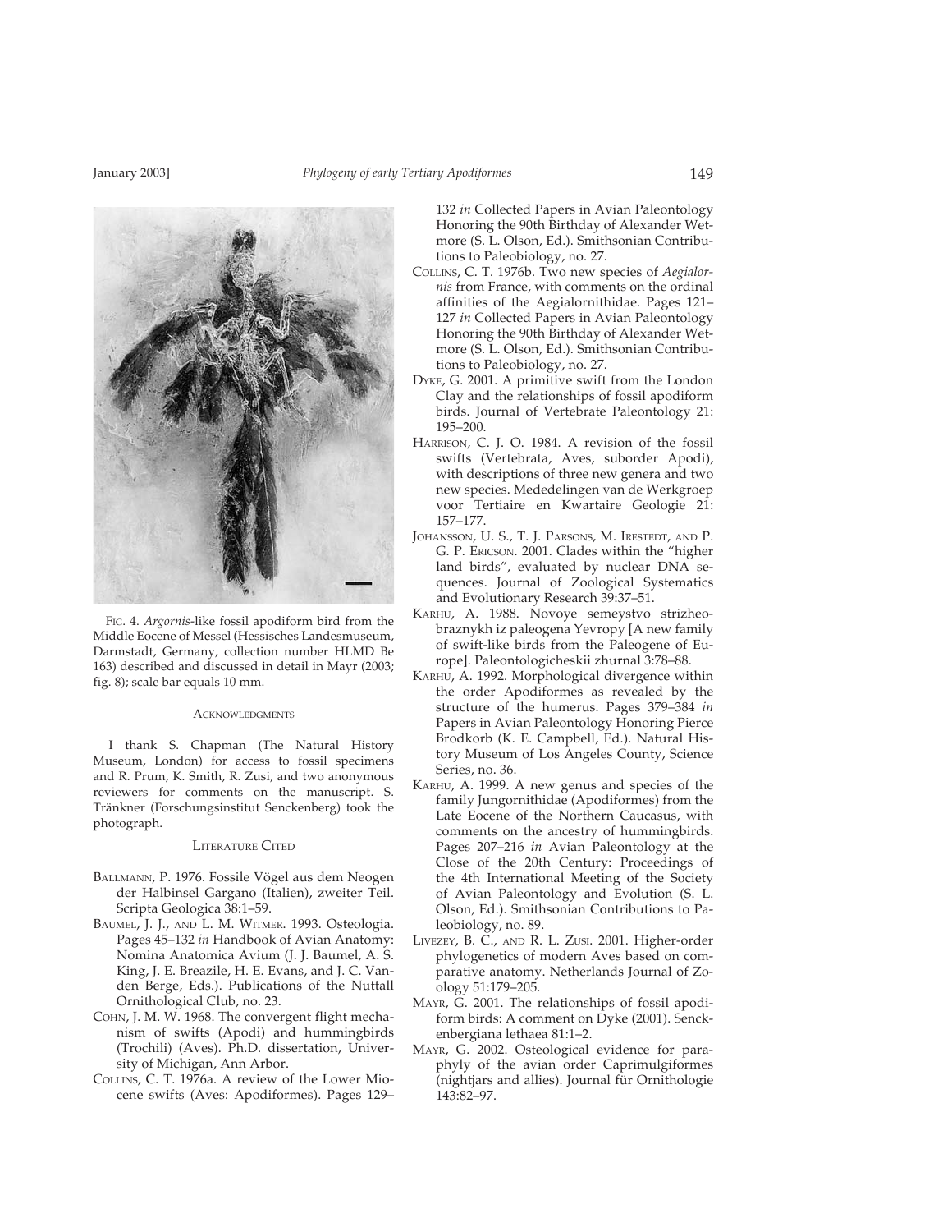FIG. 4. *Argornis*-like fossil apodiform bird from the Middle Eocene of Messel (Hessisches Landesmuseum, Darmstadt, Germany, collection number HLMD Be 163) described and discussed in detail in Mayr (2003; fig. 8); scale bar equals 10 mm.

## ACKNOWLEDGMENTS

I thank S. Chapman (The Natural History Museum, London) for access to fossil specimens and R. Prum, K. Smith, R. Zusi, and two anonymous reviewers for comments on the manuscript. S. Tränkner (Forschungsinstitut Senckenberg) took the photograph.

## LITERATURE CITED

BALLMANN, P. 1976. Fossile Vögel aus dem Neogen der Halbinsel Gargano (Italien), zweiter Teil. Scripta Geologica 38:1–59.

BAUMEL, J. J., AND L. M. WITMER. 1993. Osteologia. Pages 45–132 *in* Handbook of Avian Anatomy: Nomina Anatomica Avium (J. J. Baumel, A. S. King, J. E. Breazile, H. E. Evans, and J. C. Vanden Berge, Eds.). Publications of the Nuttall Ornithological Club, no. 23.

COHN, J. M. W. 1968. The convergent flight mechanism of swifts (Apodi) and hummingbirds (Trochili) (Aves). Ph.D. dissertation, University of Michigan, Ann Arbor.

COLLINS, C. T. 1976a. A review of the Lower Miocene swifts (Aves: Apodiformes). Pages 129–132 *in* Collected Papers in Avian Paleontology Honoring the 90th Birthday of Alexander Wetmore (S. L. Olson, Ed.). Smithsonian Contributions to Paleobiology, no. 27.

COLLINS, C. T. 1976b. Two new species of *Aegialornis* from France, with comments on the ordinal affinities of the Aegialornithidae. Pages 121–127 *in* Collected Papers in Avian Paleontology Honoring the 90th Birthday of Alexander Wetmore (S. L. Olson, Ed.). Smithsonian Contributions to Paleobiology, no. 27.

DYKE, G. 2001. A primitive swift from the London Clay and the relationships of fossil apodiform birds. Journal of Vertebrate Paleontology 21: 195–200.

HARRISON, C. J. O. 1984. A revision of the fossil swifts (Vertebrata, Aves, suborder Apodi), with descriptions of three new genera and two new species. Mededelingen van de Werkgroep voor Tertiaire en Kwartaire Geologie 21: 157–177.

JOHANSSON, U. S., T. J. PARSONS, M. IRESTEDT, AND P. G. P. ERICSON. 2001. Clades within the "higher land birds", evaluated by nuclear DNA sequences. Journal of Zoological Systematics and Evolutionary Research 39:37–51.

KARHU, A. 1988. Novoye semeystvo strizheobraznykh iz paleogena Yevropy [A new family of swift-like birds from the Paleogene of Europe]. Paleontologicheskii zhurnal 3:78–88.

KARHU, A. 1992. Morphological divergence within the order Apodiformes as revealed by the structure of the humerus. Pages 379–384 *in* Papers in Avian Paleontology Honoring Pierce Brodkorb (K. E. Campbell, Ed.). Natural History Museum of Los Angeles County, Science Series, no. 36.

KARHU, A. 1999. A new genus and species of the family Jungornithidae (Apodiformes) from the Late Eocene of the Northern Caucasus, with comments on the ancestry of hummingbirds. Pages 207–216 *in* Avian Paleontology at the Close of the 20th Century: Proceedings of the 4th International Meeting of the Society of Avian Paleontology and Evolution (S. L. Olson, Ed.). Smithsonian Contributions to Paleobiology, no. 89.

LIVEZEY, B. C., AND R. L. ZUSI. 2001. Higher-order phylogenetics of modern Aves based on comparative anatomy. Netherlands Journal of Zoology 51:179–205.

MAYR, G. 2001. The relationships of fossil apodiform birds: A comment on Dyke (2001). Senckenbergiana lethaea 81:1–2.

MAYR, G. 2002. Osteological evidence for paraphyly of the avian order Caprimulgiformes (nightjars and allies). Journal für Ornithologie 143:82–97.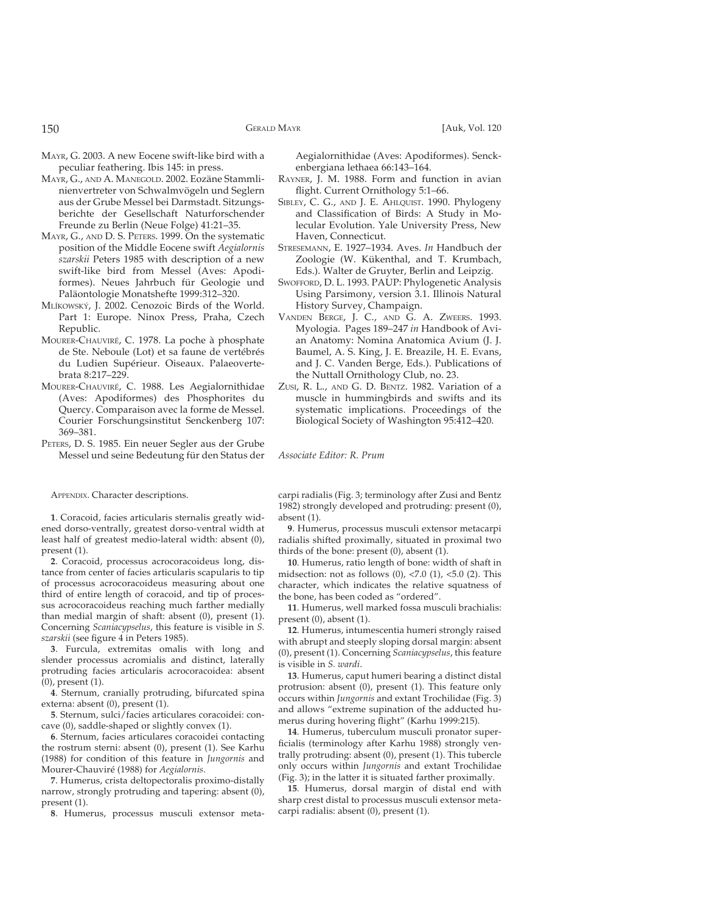Mayr, G. 2003. A new Eocene swift-like bird with a peculiar feathering. Ibis 145: in press.

Mayr, G., and A. Manegold. 2002. Eozäne Stammlinienvertreter von Schwalmvögeln und Seglern aus der Grube Messel bei Darmstadt. Sitzungsberichte der Gesellschaft Naturforschender Freunde zu Berlin (Neue Folge) 41:21–35.

Mayr, G., and D. S. Peters. 1999. On the systematic position of the Middle Eocene swift *Aegialornis szarskii* Peters 1985 with description of a new swift-like bird from Messel (Aves: Apodiformes). Neues Jahrbuch für Geologie und Paläontologie Monatshefte 1999:312–320.

Mlíkovský, J. 2002. Cenozoic Birds of the World. Part 1: Europe. Ninox Press, Praha, Czech Republic.

Mourer-Chauviré, C. 1978. La poche à phosphate de Ste. Neboule (Lot) et sa faune de vertébrés du Ludien Supérieur. Oiseaux. Palaeovertebrata 8:217–229.

Mourer-Chauviré, C. 1988. Les Aegialornithidae (Aves: Apodiformes) des Phosphorites du Quercy. Comparaison avec la forme de Messel. Courier Forschungsinstitut Senckenberg 107: 369–381.

Peters, D. S. 1985. Ein neuer Segler aus der Grube Messel und seine Bedeutung für den Status der Aegialornithidae (Aves: Apodiformes). Senckenbergiana lethaea 66:143–164.

Rayner, J. M. 1988. Form and function in avian flight. Current Ornithology 5:1–66.

Sibley, C. G., and J. E. Ahlquist. 1990. Phylogeny and Classification of Birds: A Study in Molecular Evolution. Yale University Press, New Haven, Connecticut.

Stresemann, E. 1927–1934. Aves. *In* Handbuch der Zoologie (W. Kükenthal, and T. Krumbach, Eds.). Walter de Gruyter, Berlin and Leipzig.

Swofford, D. L. 1993. PAUP: Phylogenetic Analysis Using Parsimony, version 3.1. Illinois Natural History Survey, Champaign.

Vanden Berge, J. C., and G. A. Zweers. 1993. Myologia. Pages 189–247 *in* Handbook of Avian Anatomy: Nomina Anatomica Avium (J. J. Baumel, A. S. King, J. E. Breazile, H. E. Evans, and J. C. Vanden Berge, Eds.). Publications of the Nuttall Ornithology Club, no. 23.

Zusi, R. L., and G. D. Bentz. 1982. Variation of a muscle in hummingbirds and swifts and its systematic implications. Proceedings of the Biological Society of Washington 95:412–420.

*Associate Editor: R. Prum*

Appendix. Character descriptions.

**1**. Coracoid, facies articularis sternalis greatly widened dorso-ventrally, greatest dorso-ventral width at least half of greatest medio-lateral width: absent (0), present (1).

**2**. Coracoid, processus acrocoracoideus long, distance from center of facies articularis scapularis to tip of processus acrocoracoideus measuring about one third of entire length of coracoid, and tip of processus acrocoracoideus reaching much farther medially than medial margin of shaft: absent (0), present (1). Concerning *Scaniacypselus*, this feature is visible in *S. szarskii* (see figure 4 in Peters 1985).

**3**. Furcula, extremitas omalis with long and slender processus acromialis and distinct, laterally protruding facies articularis acrocoracoidea: absent (0), present (1).

**4**. Sternum, cranially protruding, bifurcated spina externa: absent (0), present (1).

**5**. Sternum, sulci/facies articulares coracoidei: concave (0), saddle-shaped or slightly convex (1).

**6**. Sternum, facies articulares coracoidei contacting the rostrum sterni: absent (0), present (1). See Karhu (1988) for condition of this feature in *Jungornis* and Mourer-Chauviré (1988) for *Aegialornis*.

**7**. Humerus, crista deltopectoralis proximo-distally narrow, strongly protruding and tapering: absent (0), present (1).

**8**. Humerus, processus musculi extensor metacarpi radialis (Fig. 3; terminology after Zusi and Bentz 1982) strongly developed and protruding: present (0), absent (1).

**9**. Humerus, processus musculi extensor metacarpi radialis shifted proximally, situated in proximal two thirds of the bone: present (0), absent (1).

**10**. Humerus, ratio length of bone: width of shaft in midsection: not as follows (0), <7.0 (1), <5.0 (2). This character, which indicates the relative squatness of the bone, has been coded as "ordered".

**11**. Humerus, well marked fossa musculi brachialis: present (0), absent (1).

**12**. Humerus, intumescentia humeri strongly raised with abrupt and steeply sloping dorsal margin: absent (0), present (1). Concerning *Scaniacypselus*, this feature is visible in *S. wardi*.

**13**. Humerus, caput humeri bearing a distinct distal protrusion: absent (0), present (1). This feature only occurs within *Jungornis* and extant Trochilidae (Fig. 3) and allows "extreme supination of the adducted humerus during hovering flight" (Karhu 1999:215).

**14**. Humerus, tuberculum musculi pronator superficialis (terminology after Karhu 1988) strongly ventrally protruding: absent (0), present (1). This tubercle only occurs within *Jungornis* and extant Trochilidae (Fig. 3); in the latter it is situated farther proximally.

**15**. Humerus, dorsal margin of distal end with sharp crest distal to processus musculi extensor metacarpi radialis: absent (0), present (1).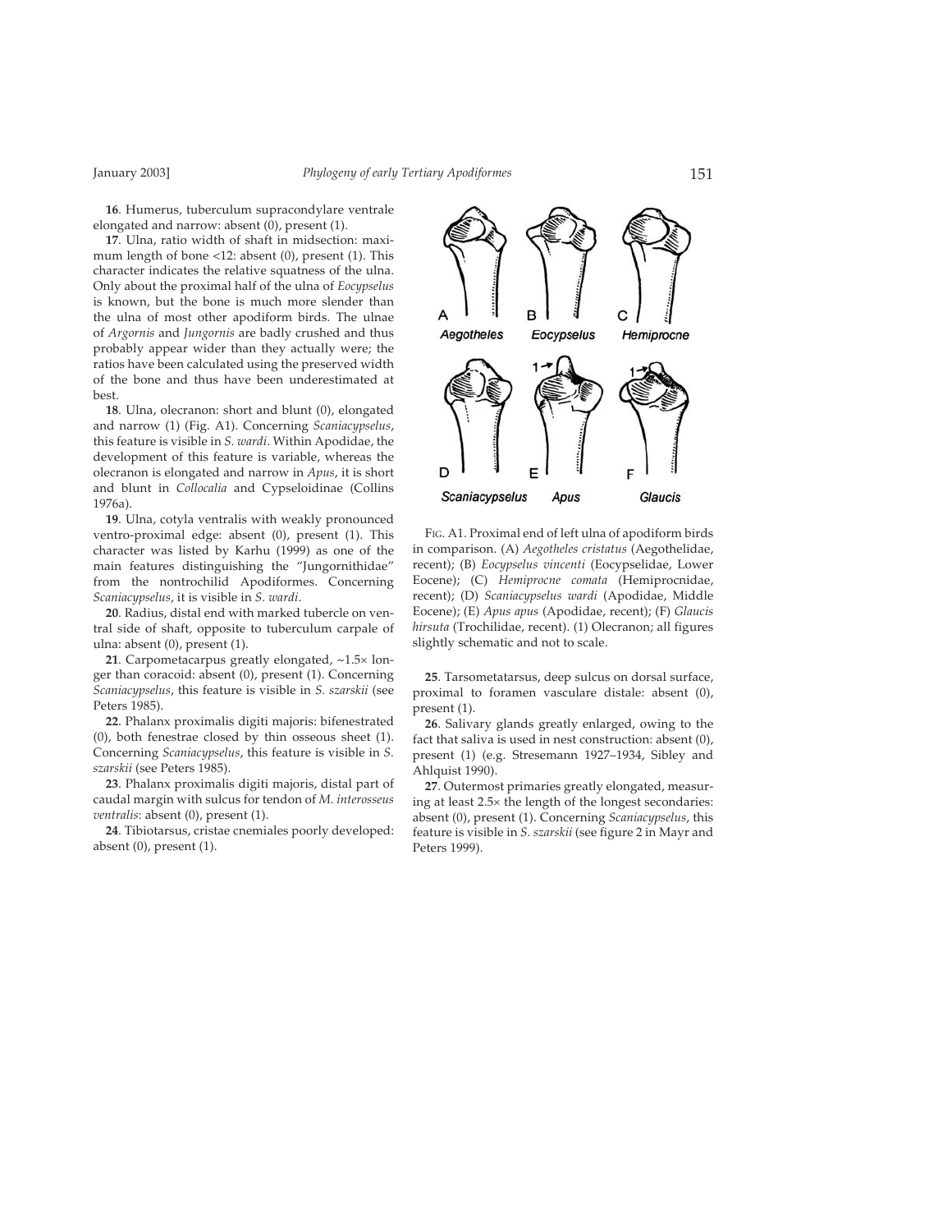**16**. Humerus, tuberculum supracondylare ventrale elongated and narrow: absent (0), present (1).

**17**. Ulna, ratio width of shaft in midsection: maximum length of bone <12: absent (0), present (1). This character indicates the relative squatness of the ulna. Only about the proximal half of the ulna of *Eocypselus* is known, but the bone is much more slender than the ulna of most other apodiform birds. The ulnae of *Argornis* and *Jungornis* are badly crushed and thus probably appear wider than they actually were; the ratios have been calculated using the preserved width of the bone and thus have been underestimated at best.

**18**. Ulna, olecranon: short and blunt (0), elongated and narrow (1) (Fig. A1). Concerning *Scaniacypselus*, this feature is visible in *S. wardi*. Within Apodidae, the development of this feature is variable, whereas the olecranon is elongated and narrow in *Apus*, it is short and blunt in *Collocalia* and Cypseloidinae (Collins 1976a).

**19**. Ulna, cotyla ventralis with weakly pronounced ventro-proximal edge: absent (0), present (1). This character was listed by Karhu (1999) as one of the main features distinguishing the "Jungornithidae" from the nontrochilid Apodiformes. Concerning *Scaniacypselus*, it is visible in *S. wardi*.

**20**. Radius, distal end with marked tubercle on ventral side of shaft, opposite to tuberculum carpale of ulna: absent (0), present (1).

**21**. Carpometacarpus greatly elongated, ~1.5× longer than coracoid: absent (0), present (1). Concerning *Scaniacypselus*, this feature is visible in *S. szarskii* (see Peters 1985).

**22**. Phalanx proximalis digiti majoris: bifenestrated (0), both fenestrae closed by thin osseous sheet (1). Concerning *Scaniacypselus*, this feature is visible in *S. szarskii* (see Peters 1985).

**23**. Phalanx proximalis digiti majoris, distal part of caudal margin with sulcus for tendon of *M. interosseus ventralis*: absent (0), present (1).

**24**. Tibiotarsus, cristae cnemiales poorly developed: absent (0), present (1).

A
*Aegotheles*
B
*Eocypselus*
C
*Hemiprocne*
1
D
*Scaniacypselus*
E
*Apus*
1
F
*Glaucis*

FIG. A1. Proximal end of left ulna of apodiform birds in comparison. (A) *Aegotheles cristatus* (Aegothelidae, recent); (B) *Eocypselus vincenti* (Eocypselidae, Lower Eocene); (C) *Hemiprocne comata* (Hemiprocnidae, recent); (D) *Scaniacypselus wardi* (Apodidae, Middle Eocene); (E) *Apus apus* (Apodidae, recent); (F) *Glaucis hirsuta* (Trochilidae, recent). (1) Olecranon; all figures slightly schematic and not to scale.

**25**. Tarsometatarsus, deep sulcus on dorsal surface, proximal to foramen vasculare distale: absent (0), present (1).

**26**. Salivary glands greatly enlarged, owing to the fact that saliva is used in nest construction: absent (0), present (1) (e.g. Stresemann 1927–1934, Sibley and Ahlquist 1990).

**27**. Outermost primaries greatly elongated, measuring at least 2.5× the length of the longest secondaries: absent (0), present (1). Concerning *Scaniacypselus*, this feature is visible in *S. szarskii* (see figure 2 in Mayr and Peters 1999).